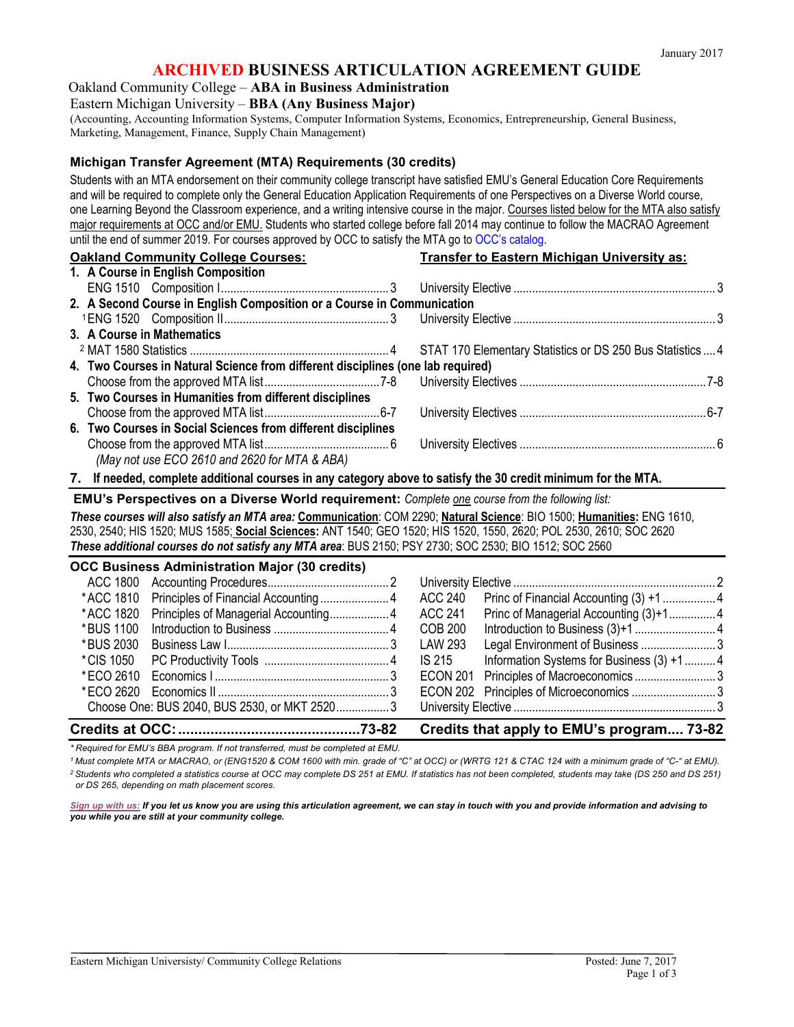January 2017

# ARCHIVED BUSINESS ARTICULATION AGREEMENT GUIDE

Oakland Community College – **ABA in Business Administration**

Eastern Michigan University – **BBA (Any Business Major)**

(Accounting, Accounting Information Systems, Computer Information Systems, Economics, Entrepreneurship, General Business, Marketing, Management, Finance, Supply Chain Management)

## Michigan Transfer Agreement (MTA) Requirements (30 credits)

Students with an MTA endorsement on their community college transcript have satisfied EMU's General Education Core Requirements and will be required to complete only the General Education Application Requirements of one Perspectives on a Diverse World course, one Learning Beyond the Classroom experience, and a writing intensive course in the major. Courses listed below for the MTA also satisfy major requirements at OCC and/or EMU. Students who started college before fall 2014 may continue to follow the MACRAO Agreement until the end of summer 2019. For courses approved by OCC to satisfy the MTA go to OCC's catalog.

| Oakland Community College Courses: | | Transfer to Eastern Michigan University as: | |
|---|---|---|---|
| **1. A Course in English Composition** | | | |
| ENG 1510 Composition I | 3 | University Elective | 3 |
| **2. A Second Course in English Composition or a Course in Communication** | | | |
| [1]ENG 1520 Composition II | 3 | University Elective | 3 |
| **3. A Course in Mathematics** | | | |
| [2] MAT 1580 Statistics | 4 | STAT 170 Elementary Statistics or DS 250 Bus Statistics | 4 |
| **4. Two Courses in Natural Science from different disciplines (one lab required)** | | | |
| Choose from the approved MTA list | 7-8 | University Electives | 7-8 |
| **5. Two Courses in Humanities from different disciplines** | | | |
| Choose from the approved MTA list | 6-7 | University Electives | 6-7 |
| **6. Two Courses in Social Sciences from different disciplines** | | | |
| Choose from the approved MTA list | 6 | University Electives | 6 |
| *(May not use ECO 2610 and 2620 for MTA & ABA)* | | | |

**7. If needed, complete additional courses in any category above to satisfy the 30 credit minimum for the MTA.**

**EMU's Perspectives on a Diverse World requirement:** *Complete one course from the following list:*

***These courses will also satisfy an MTA area:*** **Communication**: COM 2290; **Natural Science**: BIO 1500; **Humanities:** ENG 1610, 2530, 2540; HIS 1520; MUS 1585; **Social Sciences:** ANT 1540; GEO 1520; HIS 1520, 1550, 2620; POL 2530, 2610; SOC 2620

***These additional courses do not satisfy any MTA area***: BUS 2150; PSY 2730; SOC 2530; BIO 1512; SOC 2560

## OCC Business Administration Major (30 credits)

| OCC Course | | Credits | EMU Course | | Credits |
|---|---|---|---|---|---|
| ACC 1800 | Accounting Procedures | 2 | University Elective | | 2 |
| *ACC 1810 | Principles of Financial Accounting | 4 | ACC 240 | Princ of Financial Accounting (3) +1 | 4 |
| *ACC 1820 | Principles of Managerial Accounting | 4 | ACC 241 | Princ of Managerial Accounting (3)+1 | 4 |
| *BUS 1100 | Introduction to Business | 4 | COB 200 | Introduction to Business (3)+1 | 4 |
| *BUS 2030 | Business Law I | 3 | LAW 293 | Legal Environment of Business | 3 |
| *CIS 1050 | PC Productivity Tools | 4 | IS 215 | Information Systems for Business (3) +1 | 4 |
| *ECO 2610 | Economics I | 3 | ECON 201 | Principles of Macroeconomics | 3 |
| *ECO 2620 | Economics II | 3 | ECON 202 | Principles of Microeconomics | 3 |
| Choose One: BUS 2040, BUS 2530, or MKT 2520 | | 3 | University Elective | | 3 |
| **Credits at OCC:** | | **73-82** | **Credits that apply to EMU's program** | | **73-82** |

*\* Required for EMU's BBA program. If not transferred, must be completed at EMU.*

*[1] Must complete MTA or MACRAO, or (ENG1520 & COM 1600 with min. grade of "C" at OCC) or (WRTG 121 & CTAC 124 with a minimum grade of "C-" at EMU).*

*[2] Students who completed a statistics course at OCC may complete DS 251 at EMU. If statistics has not been completed, students may take (DS 250 and DS 251) or DS 265, depending on math placement scores.*

***Sign up with us:*** ***If you let us know you are using this articulation agreement, we can stay in touch with you and provide information and advising to you while you are still at your community college.***

Eastern Michigan University/ Community College Relations — Posted: June 7, 2017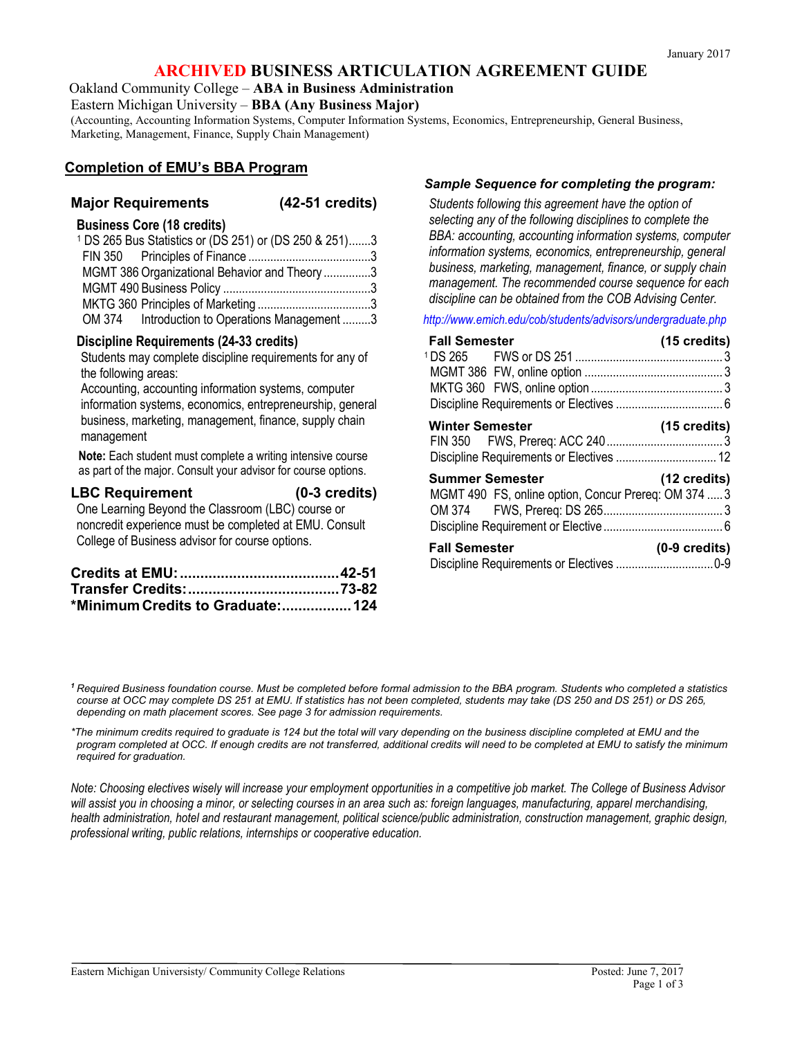January 2017

# ARCHIVED BUSINESS ARTICULATION AGREEMENT GUIDE

Oakland Community College – **ABA in Business Administration**

Eastern Michigan University – **BBA (Any Business Major)**

(Accounting, Accounting Information Systems, Computer Information Systems, Economics, Entrepreneurship, General Business, Marketing, Management, Finance, Supply Chain Management)

## Completion of EMU's BBA Program

### Major Requirements (42-51 credits)

**Business Core (18 credits)**

| Course | Title | Credits |
|---|---|---|
| [1] DS 265 | Bus Statistics or (DS 251) or (DS 250 & 251) | 3 |
| FIN 350 | Principles of Finance | 3 |
| MGMT 386 | Organizational Behavior and Theory | 3 |
| MGMT 490 | Business Policy | 3 |
| MKTG 360 | Principles of Marketing | 3 |
| OM 374 | Introduction to Operations Management | 3 |

**Discipline Requirements (24-33 credits)**

Students may complete discipline requirements for any of the following areas:

Accounting, accounting information systems, computer information systems, economics, entrepreneurship, general business, marketing, management, finance, supply chain management

**Note:** Each student must complete a writing intensive course as part of the major. Consult your advisor for course options.

### LBC Requirement (0-3 credits)

One Learning Beyond the Classroom (LBC) course or noncredit experience must be completed at EMU. Consult College of Business advisor for course options.

| | |
|---|---|
| **Credits at EMU:** | **42-51** |
| **Transfer Credits:** | **73-82** |
| ***Minimum Credits to Graduate:** | **124** |

### *Sample Sequence for completing the program:*

*Students following this agreement have the option of selecting any of the following disciplines to complete the BBA: accounting, accounting information systems, computer information systems, economics, entrepreneurship, general business, marketing, management, finance, or supply chain management. The recommended course sequence for each discipline can be obtained from the COB Advising Center.*

*http://www.emich.edu/cob/students/advisors/undergraduate.php*

**Fall Semester (15 credits)**

| Course | Notes | Credits |
|---|---|---|
| [1] DS 265 | FWS or DS 251 | 3 |
| MGMT 386 | FW, online option | 3 |
| MKTG 360 | FWS, online option | 3 |
| Discipline Requirements or Electives | | 6 |

**Winter Semester (15 credits)**

| Course | Notes | Credits |
|---|---|---|
| FIN 350 | FWS, Prereq: ACC 240 | 3 |
| Discipline Requirements or Electives | | 12 |

**Summer Semester (12 credits)**

| Course | Notes | Credits |
|---|---|---|
| MGMT 490 | FS, online option, Concur Prereq: OM 374 | 3 |
| OM 374 | FWS, Prereq: DS 265 | 3 |
| Discipline Requirement or Elective | | 6 |

**Fall Semester (0-9 credits)**

| Course | Notes | Credits |
|---|---|---|
| Discipline Requirements or Electives | | 0-9 |

*[1] Required Business foundation course. Must be completed before formal admission to the BBA program. Students who completed a statistics course at OCC may complete DS 251 at EMU. If statistics has not been completed, students may take (DS 250 and DS 251) or DS 265, depending on math placement scores. See page 3 for admission requirements.*

**The minimum credits required to graduate is 124 but the total will vary depending on the business discipline completed at EMU and the program completed at OCC. If enough credits are not transferred, additional credits will need to be completed at EMU to satisfy the minimum required for graduation.*

*Note: Choosing electives wisely will increase your employment opportunities in a competitive job market. The College of Business Advisor will assist you in choosing a minor, or selecting courses in an area such as: foreign languages, manufacturing, apparel merchandising, health administration, hotel and restaurant management, political science/public administration, construction management, graphic design, professional writing, public relations, internships or cooperative education.*

Eastern Michigan University/ Community College Relations

Posted: June 7, 2017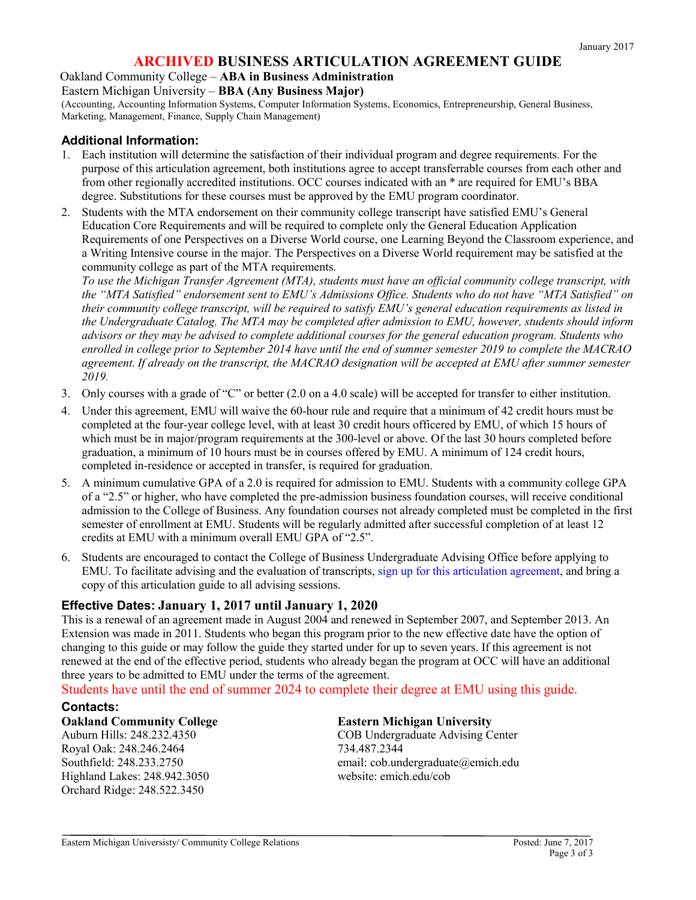January 2017

# ARCHIVED BUSINESS ARTICULATION AGREEMENT GUIDE

Oakland Community College – **ABA in Business Administration**

Eastern Michigan University – **BBA (Any Business Major)**

(Accounting, Accounting Information Systems, Computer Information Systems, Economics, Entrepreneurship, General Business, Marketing, Management, Finance, Supply Chain Management)

## Additional Information:

1. Each institution will determine the satisfaction of their individual program and degree requirements. For the purpose of this articulation agreement, both institutions agree to accept transferrable courses from each other and from other regionally accredited institutions. OCC courses indicated with an * are required for EMU's BBA degree. Substitutions for these courses must be approved by the EMU program coordinator.
2. Students with the MTA endorsement on their community college transcript have satisfied EMU's General Education Core Requirements and will be required to complete only the General Education Application Requirements of one Perspectives on a Diverse World course, one Learning Beyond the Classroom experience, and a Writing Intensive course in the major. The Perspectives on a Diverse World requirement may be satisfied at the community college as part of the MTA requirements.
   *To use the Michigan Transfer Agreement (MTA), students must have an official community college transcript, with the "MTA Satisfied" endorsement sent to EMU's Admissions Office. Students who do not have "MTA Satisfied" on their community college transcript, will be required to satisfy EMU's general education requirements as listed in the Undergraduate Catalog. The MTA may be completed after admission to EMU, however, students should inform advisors or they may be advised to complete additional courses for the general education program. Students who enrolled in college prior to September 2014 have until the end of summer semester 2019 to complete the MACRAO agreement. If already on the transcript, the MACRAO designation will be accepted at EMU after summer semester 2019.*
3. Only courses with a grade of "C" or better (2.0 on a 4.0 scale) will be accepted for transfer to either institution.
4. Under this agreement, EMU will waive the 60-hour rule and require that a minimum of 42 credit hours must be completed at the four-year college level, with at least 30 credit hours officered by EMU, of which 15 hours of which must be in major/program requirements at the 300-level or above. Of the last 30 hours completed before graduation, a minimum of 10 hours must be in courses offered by EMU. A minimum of 124 credit hours, completed in-residence or accepted in transfer, is required for graduation.
5. A minimum cumulative GPA of a 2.0 is required for admission to EMU. Students with a community college GPA of a "2.5" or higher, who have completed the pre-admission business foundation courses, will receive conditional admission to the College of Business. Any foundation courses not already completed must be completed in the first semester of enrollment at EMU. Students will be regularly admitted after successful completion of at least 12 credits at EMU with a minimum overall EMU GPA of "2.5".
6. Students are encouraged to contact the College of Business Undergraduate Advising Office before applying to EMU. To facilitate advising and the evaluation of transcripts, sign up for this articulation agreement, and bring a copy of this articulation guide to all advising sessions.

## Effective Dates: January 1, 2017 until January 1, 2020

This is a renewal of an agreement made in August 2004 and renewed in September 2007, and September 2013. An Extension was made in 2011. Students who began this program prior to the new effective date have the option of changing to this guide or may follow the guide they started under for up to seven years. If this agreement is not renewed at the end of the effective period, students who already began the program at OCC will have an additional three years to be admitted to EMU under the terms of the agreement.

Students have until the end of summer 2024 to complete their degree at EMU using this guide.

## Contacts:

**Oakland Community College**

Auburn Hills: 248.232.4350
Royal Oak: 248.246.2464
Southfield: 248.233.2750
Highland Lakes: 248.942.3050
Orchard Ridge: 248.522.3450

**Eastern Michigan University**

COB Undergraduate Advising Center
734.487.2344
email: cob.undergraduate@emich.edu
website: emich.edu/cob

Eastern Michigan University/ Community College Relations

Posted: June 7, 2017